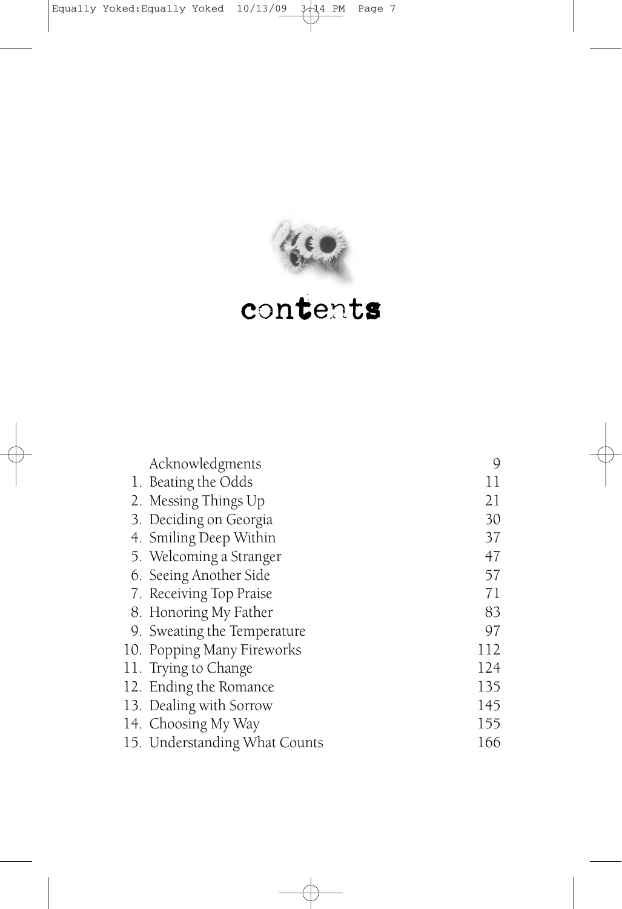# contents

| | | |
|---|---|---|
| | Acknowledgments | 9 |
| 1. | Beating the Odds | 11 |
| 2. | Messing Things Up | 21 |
| 3. | Deciding on Georgia | 30 |
| 4. | Smiling Deep Within | 37 |
| 5. | Welcoming a Stranger | 47 |
| 6. | Seeing Another Side | 57 |
| 7. | Receiving Top Praise | 71 |
| 8. | Honoring My Father | 83 |
| 9. | Sweating the Temperature | 97 |
| 10. | Popping Many Fireworks | 112 |
| 11. | Trying to Change | 124 |
| 12. | Ending the Romance | 135 |
| 13. | Dealing with Sorrow | 145 |
| 14. | Choosing My Way | 155 |
| 15. | Understanding What Counts | 166 |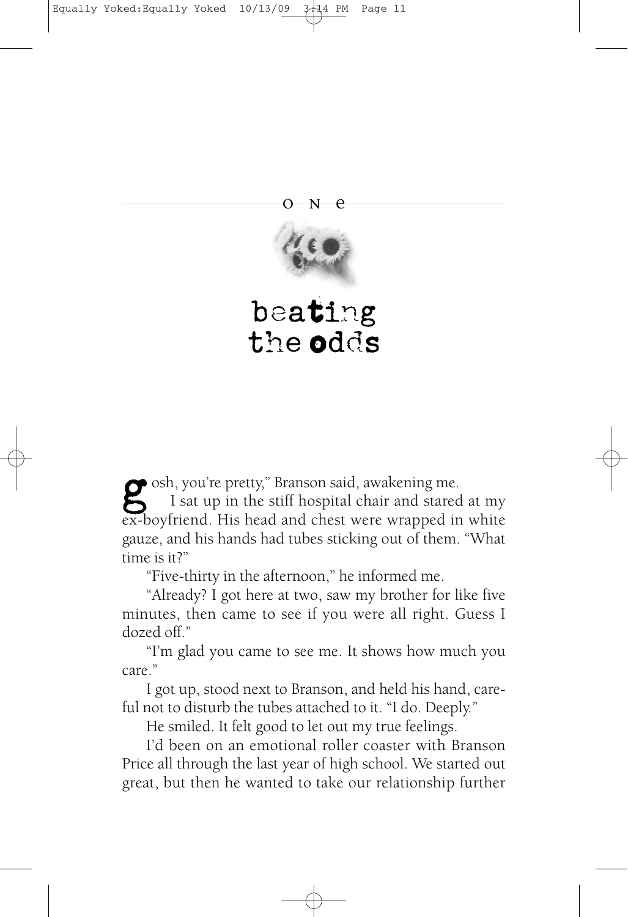one

# beating the odds

"Gosh, you're pretty," Branson said, awakening me.

I sat up in the stiff hospital chair and stared at my ex-boyfriend. His head and chest were wrapped in white gauze, and his hands had tubes sticking out of them. "What time is it?"

"Five-thirty in the afternoon," he informed me.

"Already? I got here at two, saw my brother for like five minutes, then came to see if you were all right. Guess I dozed off."

"I'm glad you came to see me. It shows how much you care."

I got up, stood next to Branson, and held his hand, careful not to disturb the tubes attached to it. "I do. Deeply."

He smiled. It felt good to let out my true feelings.

I'd been on an emotional roller coaster with Branson Price all through the last year of high school. We started out great, but then he wanted to take our relationship further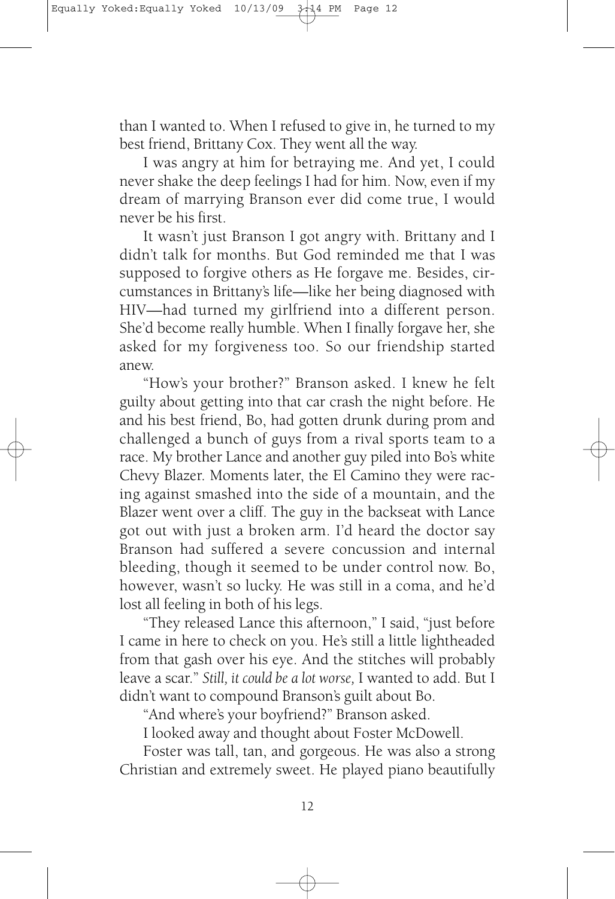than I wanted to. When I refused to give in, he turned to my best friend, Brittany Cox. They went all the way.

I was angry at him for betraying me. And yet, I could never shake the deep feelings I had for him. Now, even if my dream of marrying Branson ever did come true, I would never be his first.

It wasn't just Branson I got angry with. Brittany and I didn't talk for months. But God reminded me that I was supposed to forgive others as He forgave me. Besides, circumstances in Brittany's life—like her being diagnosed with HIV—had turned my girlfriend into a different person. She'd become really humble. When I finally forgave her, she asked for my forgiveness too. So our friendship started anew.

"How's your brother?" Branson asked. I knew he felt guilty about getting into that car crash the night before. He and his best friend, Bo, had gotten drunk during prom and challenged a bunch of guys from a rival sports team to a race. My brother Lance and another guy piled into Bo's white Chevy Blazer. Moments later, the El Camino they were racing against smashed into the side of a mountain, and the Blazer went over a cliff. The guy in the backseat with Lance got out with just a broken arm. I'd heard the doctor say Branson had suffered a severe concussion and internal bleeding, though it seemed to be under control now. Bo, however, wasn't so lucky. He was still in a coma, and he'd lost all feeling in both of his legs.

"They released Lance this afternoon," I said, "just before I came in here to check on you. He's still a little lightheaded from that gash over his eye. And the stitches will probably leave a scar." *Still, it could be a lot worse,* I wanted to add. But I didn't want to compound Branson's guilt about Bo.

"And where's your boyfriend?" Branson asked.

I looked away and thought about Foster McDowell.

Foster was tall, tan, and gorgeous. He was also a strong Christian and extremely sweet. He played piano beautifully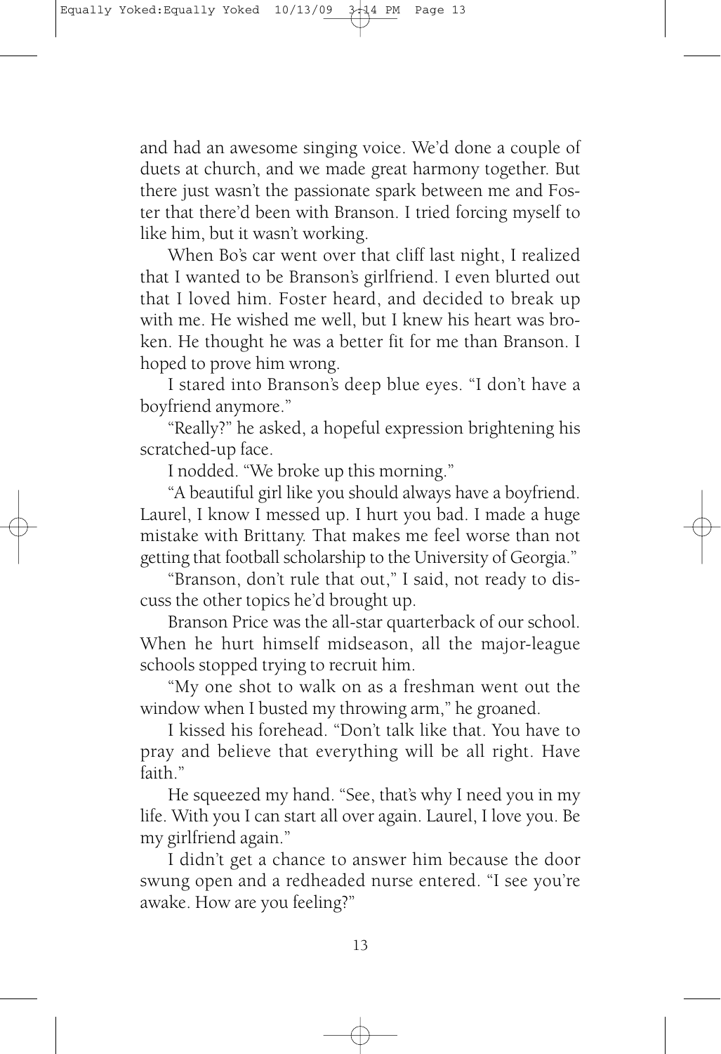and had an awesome singing voice. We'd done a couple of duets at church, and we made great harmony together. But there just wasn't the passionate spark between me and Foster that there'd been with Branson. I tried forcing myself to like him, but it wasn't working.

When Bo's car went over that cliff last night, I realized that I wanted to be Branson's girlfriend. I even blurted out that I loved him. Foster heard, and decided to break up with me. He wished me well, but I knew his heart was broken. He thought he was a better fit for me than Branson. I hoped to prove him wrong.

I stared into Branson's deep blue eyes. "I don't have a boyfriend anymore."

"Really?" he asked, a hopeful expression brightening his scratched-up face.

I nodded. "We broke up this morning."

"A beautiful girl like you should always have a boyfriend. Laurel, I know I messed up. I hurt you bad. I made a huge mistake with Brittany. That makes me feel worse than not getting that football scholarship to the University of Georgia."

"Branson, don't rule that out," I said, not ready to discuss the other topics he'd brought up.

Branson Price was the all-star quarterback of our school. When he hurt himself midseason, all the major-league schools stopped trying to recruit him.

"My one shot to walk on as a freshman went out the window when I busted my throwing arm," he groaned.

I kissed his forehead. "Don't talk like that. You have to pray and believe that everything will be all right. Have faith."

He squeezed my hand. "See, that's why I need you in my life. With you I can start all over again. Laurel, I love you. Be my girlfriend again."

I didn't get a chance to answer him because the door swung open and a redheaded nurse entered. "I see you're awake. How are you feeling?"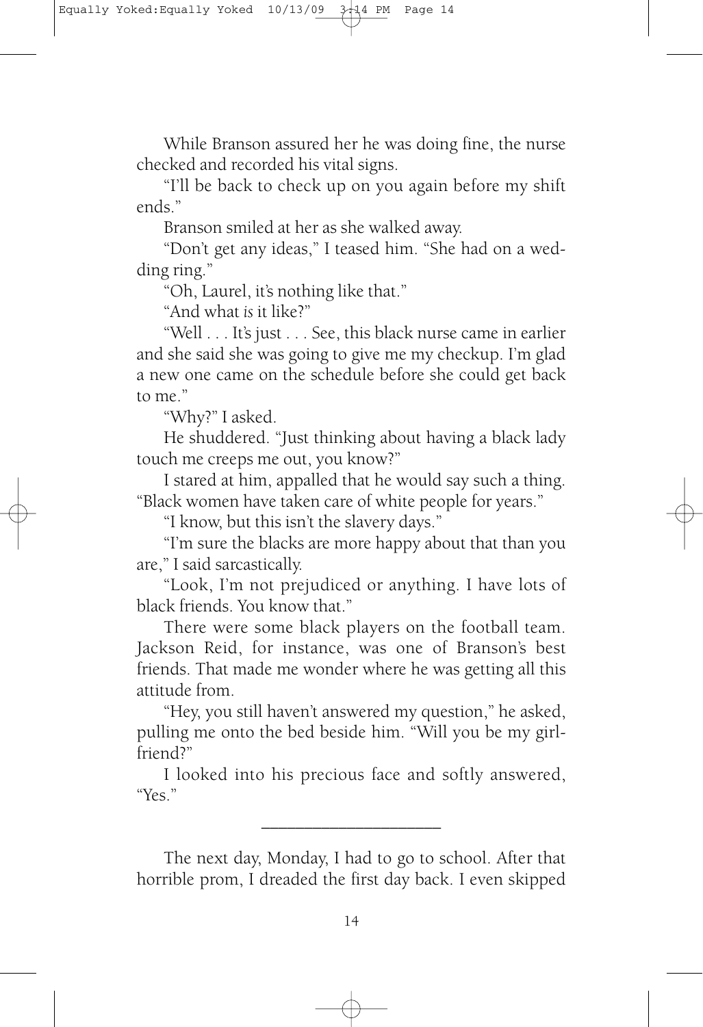While Branson assured her he was doing fine, the nurse checked and recorded his vital signs.

"I'll be back to check up on you again before my shift ends."

Branson smiled at her as she walked away.

"Don't get any ideas," I teased him. "She had on a wedding ring."

"Oh, Laurel, it's nothing like that."

"And what *is* it like?"

"Well . . . It's just . . . See, this black nurse came in earlier and she said she was going to give me my checkup. I'm glad a new one came on the schedule before she could get back to me."

"Why?" I asked.

He shuddered. "Just thinking about having a black lady touch me creeps me out, you know?"

I stared at him, appalled that he would say such a thing. "Black women have taken care of white people for years."

"I know, but this isn't the slavery days."

"I'm sure the blacks are more happy about that than you are," I said sarcastically.

"Look, I'm not prejudiced or anything. I have lots of black friends. You know that."

There were some black players on the football team. Jackson Reid, for instance, was one of Branson's best friends. That made me wonder where he was getting all this attitude from.

"Hey, you still haven't answered my question," he asked, pulling me onto the bed beside him. "Will you be my girlfriend?"

I looked into his precious face and softly answered, "Yes."

---

The next day, Monday, I had to go to school. After that horrible prom, I dreaded the first day back. I even skipped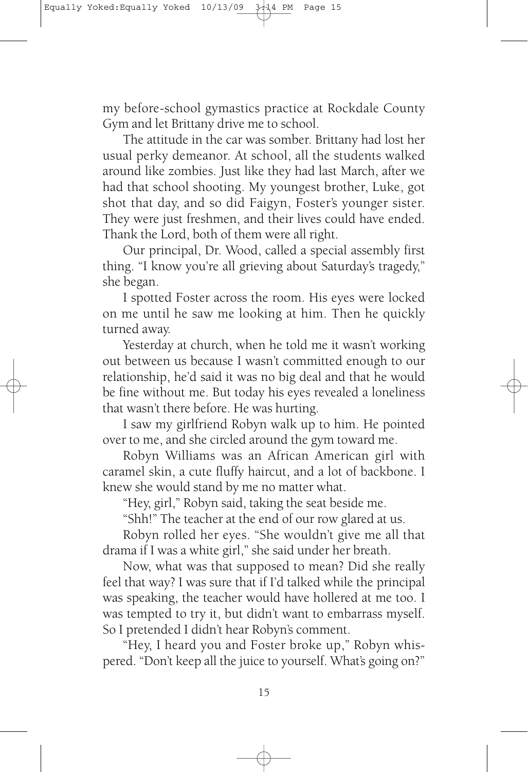my before-school gymastics practice at Rockdale County Gym and let Brittany drive me to school.

The attitude in the car was somber. Brittany had lost her usual perky demeanor. At school, all the students walked around like zombies. Just like they had last March, after we had that school shooting. My youngest brother, Luke, got shot that day, and so did Faigyn, Foster's younger sister. They were just freshmen, and their lives could have ended. Thank the Lord, both of them were all right.

Our principal, Dr. Wood, called a special assembly first thing. "I know you're all grieving about Saturday's tragedy," she began.

I spotted Foster across the room. His eyes were locked on me until he saw me looking at him. Then he quickly turned away.

Yesterday at church, when he told me it wasn't working out between us because I wasn't committed enough to our relationship, he'd said it was no big deal and that he would be fine without me. But today his eyes revealed a loneliness that wasn't there before. He was hurting.

I saw my girlfriend Robyn walk up to him. He pointed over to me, and she circled around the gym toward me.

Robyn Williams was an African American girl with caramel skin, a cute fluffy haircut, and a lot of backbone. I knew she would stand by me no matter what.

"Hey, girl," Robyn said, taking the seat beside me.

"Shh!" The teacher at the end of our row glared at us.

Robyn rolled her eyes. "She wouldn't give me all that drama if I was a white girl," she said under her breath.

Now, what was that supposed to mean? Did she really feel that way? I was sure that if I'd talked while the principal was speaking, the teacher would have hollered at me too. I was tempted to try it, but didn't want to embarrass myself. So I pretended I didn't hear Robyn's comment.

"Hey, I heard you and Foster broke up," Robyn whispered. "Don't keep all the juice to yourself. What's going on?"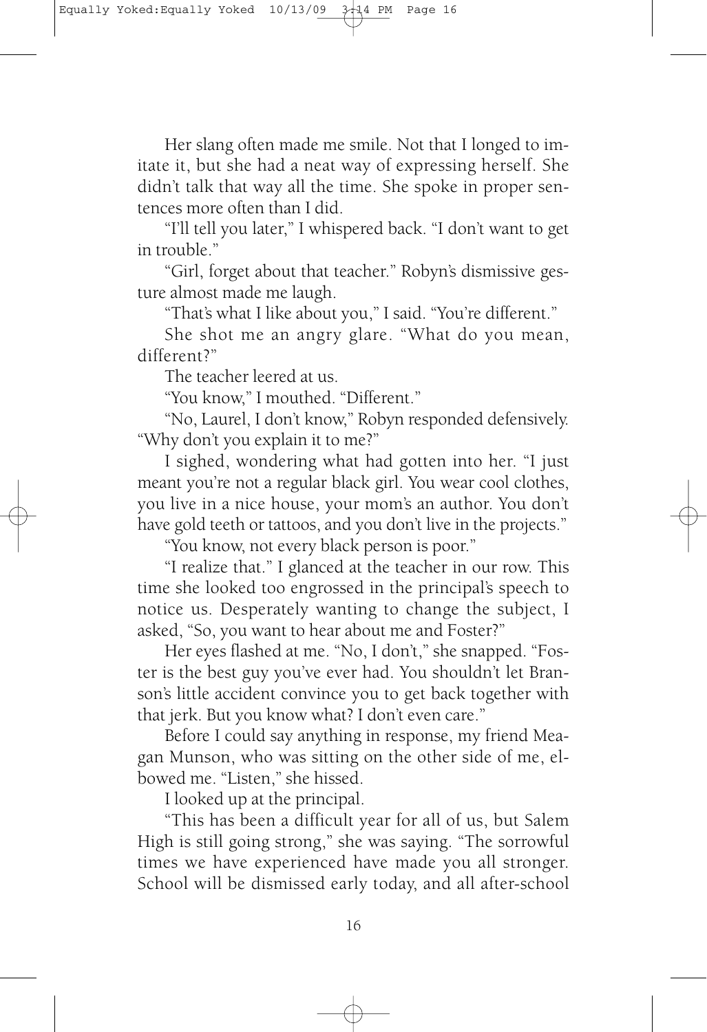Her slang often made me smile. Not that I longed to imitate it, but she had a neat way of expressing herself. She didn't talk that way all the time. She spoke in proper sentences more often than I did.

"I'll tell you later," I whispered back. "I don't want to get in trouble."

"Girl, forget about that teacher." Robyn's dismissive gesture almost made me laugh.

"That's what I like about you," I said. "You're different."

She shot me an angry glare. "What do you mean, different?"

The teacher leered at us.

"You know," I mouthed. "Different."

"No, Laurel, I don't know," Robyn responded defensively. "Why don't you explain it to me?"

I sighed, wondering what had gotten into her. "I just meant you're not a regular black girl. You wear cool clothes, you live in a nice house, your mom's an author. You don't have gold teeth or tattoos, and you don't live in the projects."

"You know, not every black person is poor."

"I realize that." I glanced at the teacher in our row. This time she looked too engrossed in the principal's speech to notice us. Desperately wanting to change the subject, I asked, "So, you want to hear about me and Foster?"

Her eyes flashed at me. "No, I don't," she snapped. "Foster is the best guy you've ever had. You shouldn't let Branson's little accident convince you to get back together with that jerk. But you know what? I don't even care."

Before I could say anything in response, my friend Meagan Munson, who was sitting on the other side of me, elbowed me. "Listen," she hissed.

I looked up at the principal.

"This has been a difficult year for all of us, but Salem High is still going strong," she was saying. "The sorrowful times we have experienced have made you all stronger. School will be dismissed early today, and all after-school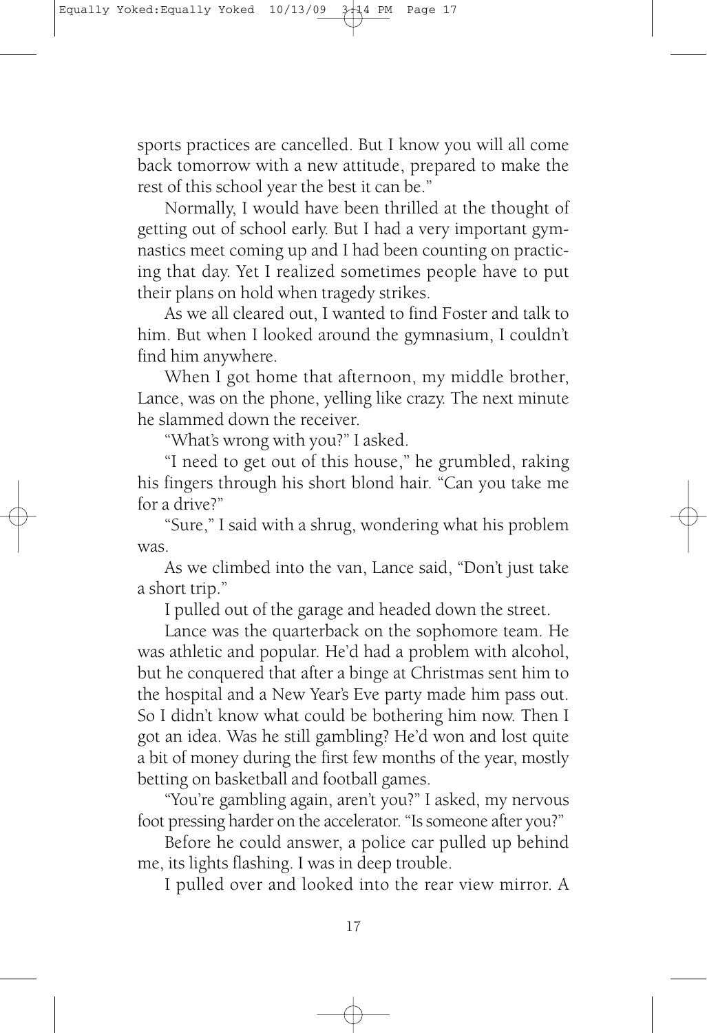sports practices are cancelled. But I know you will all come back tomorrow with a new attitude, prepared to make the rest of this school year the best it can be."

Normally, I would have been thrilled at the thought of getting out of school early. But I had a very important gymnastics meet coming up and I had been counting on practicing that day. Yet I realized sometimes people have to put their plans on hold when tragedy strikes.

As we all cleared out, I wanted to find Foster and talk to him. But when I looked around the gymnasium, I couldn't find him anywhere.

When I got home that afternoon, my middle brother, Lance, was on the phone, yelling like crazy. The next minute he slammed down the receiver.

"What's wrong with you?" I asked.

"I need to get out of this house," he grumbled, raking his fingers through his short blond hair. "Can you take me for a drive?"

"Sure," I said with a shrug, wondering what his problem was.

As we climbed into the van, Lance said, "Don't just take a short trip."

I pulled out of the garage and headed down the street.

Lance was the quarterback on the sophomore team. He was athletic and popular. He'd had a problem with alcohol, but he conquered that after a binge at Christmas sent him to the hospital and a New Year's Eve party made him pass out. So I didn't know what could be bothering him now. Then I got an idea. Was he still gambling? He'd won and lost quite a bit of money during the first few months of the year, mostly betting on basketball and football games.

"You're gambling again, aren't you?" I asked, my nervous foot pressing harder on the accelerator. "Is someone after you?"

Before he could answer, a police car pulled up behind me, its lights flashing. I was in deep trouble.

I pulled over and looked into the rear view mirror. A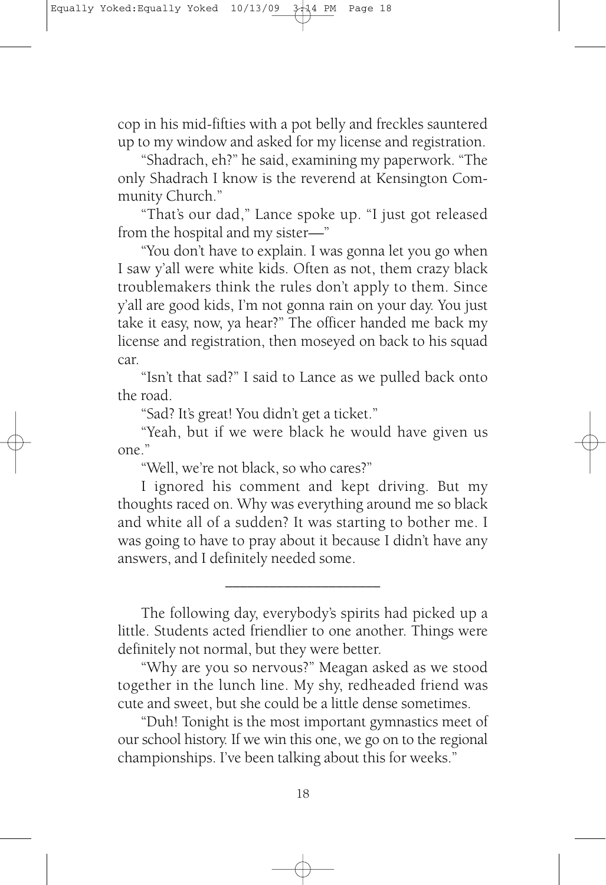cop in his mid-fifties with a pot belly and freckles sauntered up to my window and asked for my license and registration.

"Shadrach, eh?" he said, examining my paperwork. "The only Shadrach I know is the reverend at Kensington Community Church."

"That's our dad," Lance spoke up. "I just got released from the hospital and my sister—"

"You don't have to explain. I was gonna let you go when I saw y'all were white kids. Often as not, them crazy black troublemakers think the rules don't apply to them. Since y'all are good kids, I'm not gonna rain on your day. You just take it easy, now, ya hear?" The officer handed me back my license and registration, then moseyed on back to his squad car.

"Isn't that sad?" I said to Lance as we pulled back onto the road.

"Sad? It's great! You didn't get a ticket."

"Yeah, but if we were black he would have given us one."

"Well, we're not black, so who cares?"

I ignored his comment and kept driving. But my thoughts raced on. Why was everything around me so black and white all of a sudden? It was starting to bother me. I was going to have to pray about it because I didn't have any answers, and I definitely needed some.

---

The following day, everybody's spirits had picked up a little. Students acted friendlier to one another. Things were definitely not normal, but they were better.

"Why are you so nervous?" Meagan asked as we stood together in the lunch line. My shy, redheaded friend was cute and sweet, but she could be a little dense sometimes.

"Duh! Tonight is the most important gymnastics meet of our school history. If we win this one, we go on to the regional championships. I've been talking about this for weeks."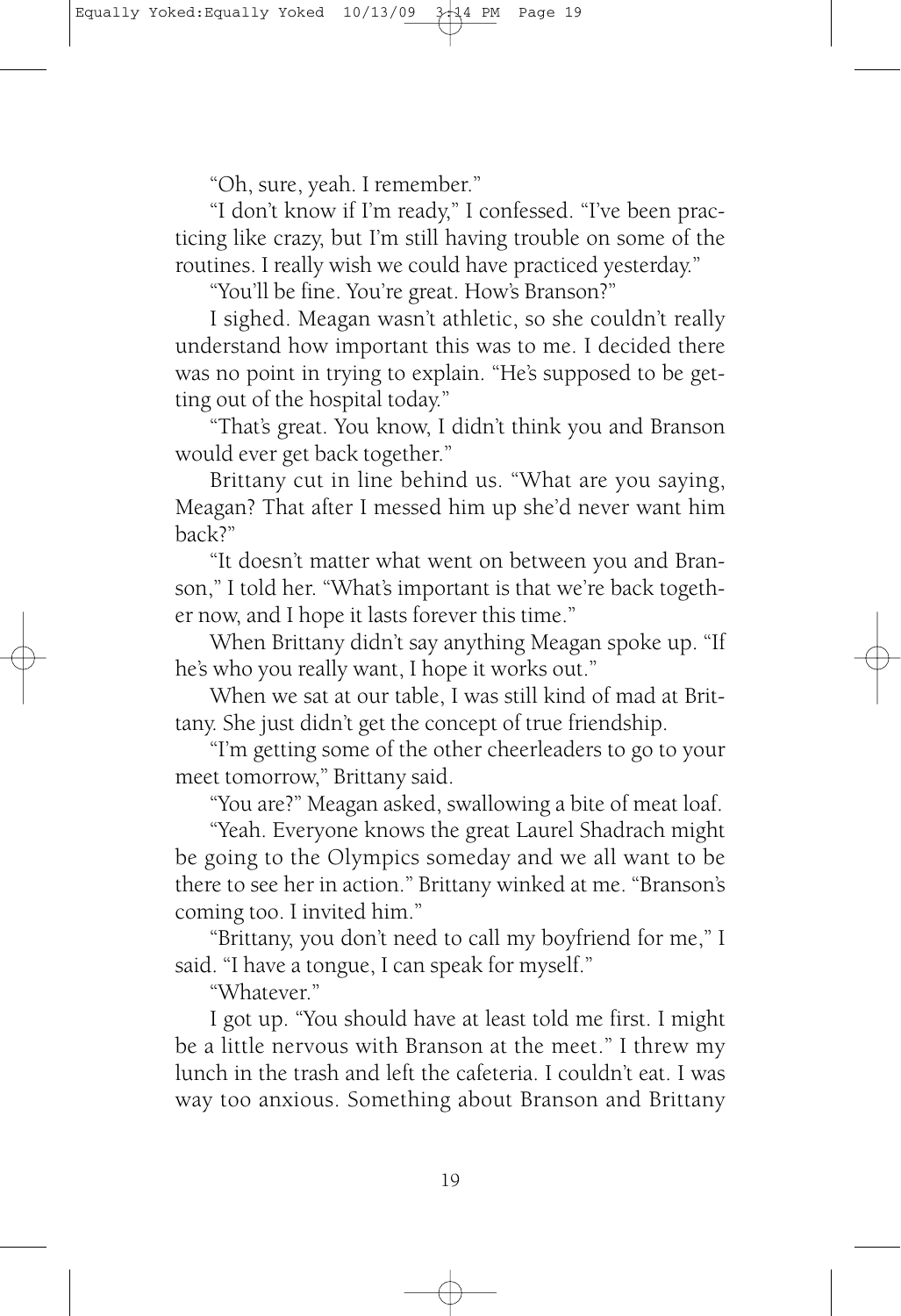"Oh, sure, yeah. I remember."

"I don't know if I'm ready," I confessed. "I've been practicing like crazy, but I'm still having trouble on some of the routines. I really wish we could have practiced yesterday."

"You'll be fine. You're great. How's Branson?"

I sighed. Meagan wasn't athletic, so she couldn't really understand how important this was to me. I decided there was no point in trying to explain. "He's supposed to be getting out of the hospital today."

"That's great. You know, I didn't think you and Branson would ever get back together."

Brittany cut in line behind us. "What are you saying, Meagan? That after I messed him up she'd never want him back?"

"It doesn't matter what went on between you and Branson," I told her. "What's important is that we're back together now, and I hope it lasts forever this time."

When Brittany didn't say anything Meagan spoke up. "If he's who you really want, I hope it works out."

When we sat at our table, I was still kind of mad at Brittany. She just didn't get the concept of true friendship.

"I'm getting some of the other cheerleaders to go to your meet tomorrow," Brittany said.

"You are?" Meagan asked, swallowing a bite of meat loaf.

"Yeah. Everyone knows the great Laurel Shadrach might be going to the Olympics someday and we all want to be there to see her in action." Brittany winked at me. "Branson's coming too. I invited him."

"Brittany, you don't need to call my boyfriend for me," I said. "I have a tongue, I can speak for myself."

"Whatever."

I got up. "You should have at least told me first. I might be a little nervous with Branson at the meet." I threw my lunch in the trash and left the cafeteria. I couldn't eat. I was way too anxious. Something about Branson and Brittany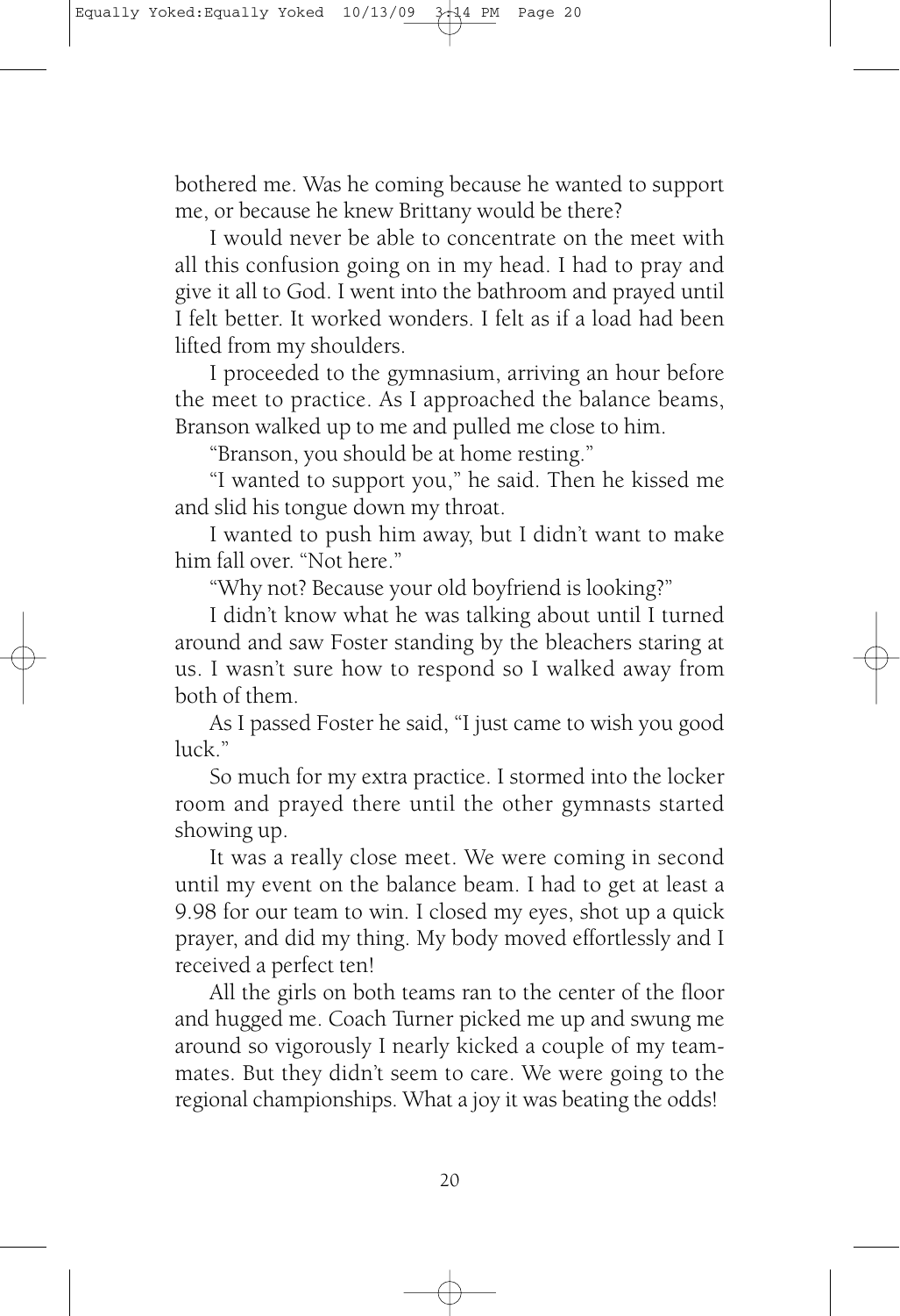bothered me. Was he coming because he wanted to support me, or because he knew Brittany would be there?

I would never be able to concentrate on the meet with all this confusion going on in my head. I had to pray and give it all to God. I went into the bathroom and prayed until I felt better. It worked wonders. I felt as if a load had been lifted from my shoulders.

I proceeded to the gymnasium, arriving an hour before the meet to practice. As I approached the balance beams, Branson walked up to me and pulled me close to him.

"Branson, you should be at home resting."

"I wanted to support you," he said. Then he kissed me and slid his tongue down my throat.

I wanted to push him away, but I didn't want to make him fall over. "Not here."

"Why not? Because your old boyfriend is looking?"

I didn't know what he was talking about until I turned around and saw Foster standing by the bleachers staring at us. I wasn't sure how to respond so I walked away from both of them.

As I passed Foster he said, "I just came to wish you good luck."

So much for my extra practice. I stormed into the locker room and prayed there until the other gymnasts started showing up.

It was a really close meet. We were coming in second until my event on the balance beam. I had to get at least a 9.98 for our team to win. I closed my eyes, shot up a quick prayer, and did my thing. My body moved effortlessly and I received a perfect ten!

All the girls on both teams ran to the center of the floor and hugged me. Coach Turner picked me up and swung me around so vigorously I nearly kicked a couple of my teammates. But they didn't seem to care. We were going to the regional championships. What a joy it was beating the odds!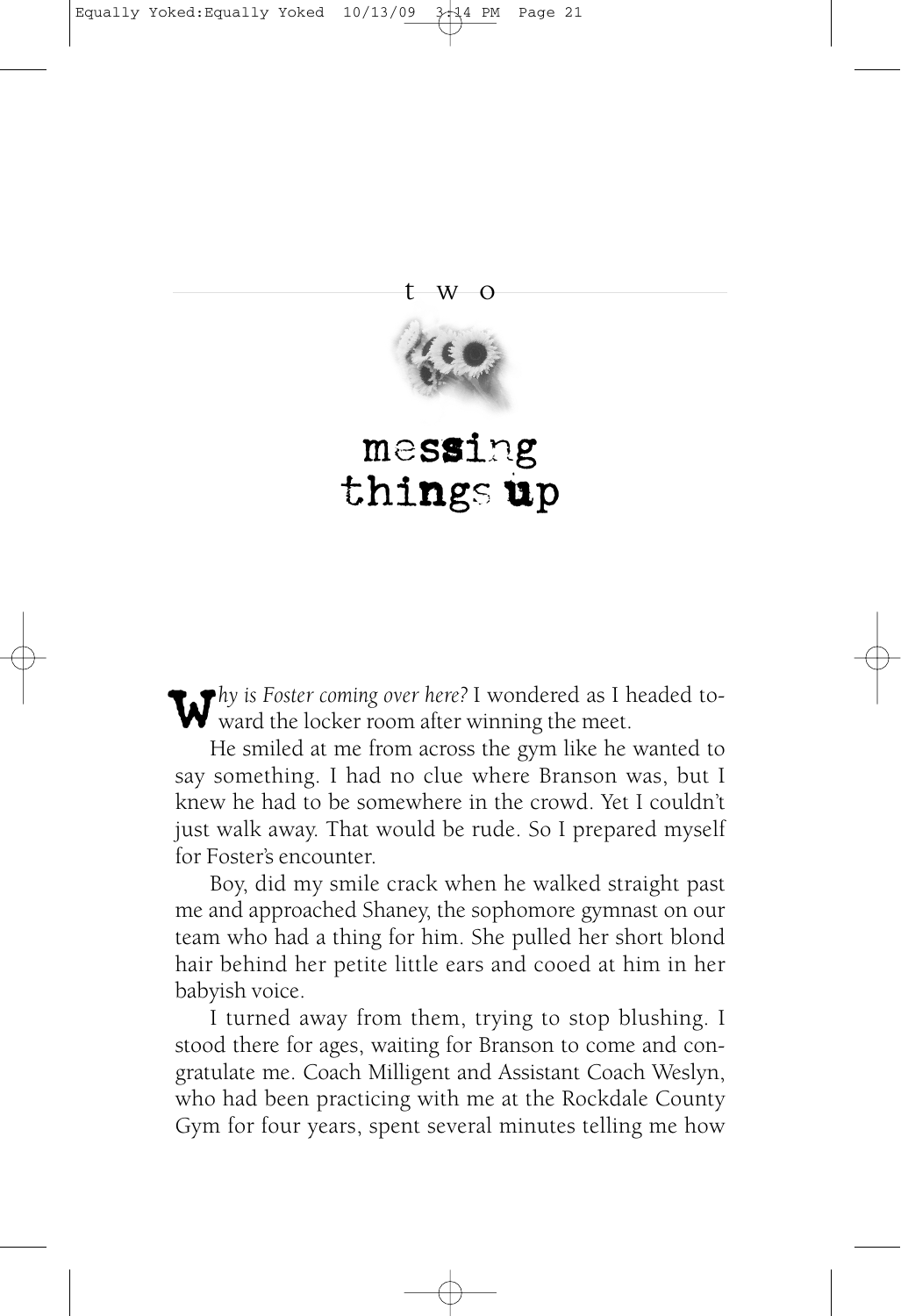# two

# messing things up

*Why is Foster coming over here?* I wondered as I headed toward the locker room after winning the meet.

He smiled at me from across the gym like he wanted to say something. I had no clue where Branson was, but I knew he had to be somewhere in the crowd. Yet I couldn't just walk away. That would be rude. So I prepared myself for Foster's encounter.

Boy, did my smile crack when he walked straight past me and approached Shaney, the sophomore gymnast on our team who had a thing for him. She pulled her short blond hair behind her petite little ears and cooed at him in her babyish voice.

I turned away from them, trying to stop blushing. I stood there for ages, waiting for Branson to come and congratulate me. Coach Milligent and Assistant Coach Weslyn, who had been practicing with me at the Rockdale County Gym for four years, spent several minutes telling me how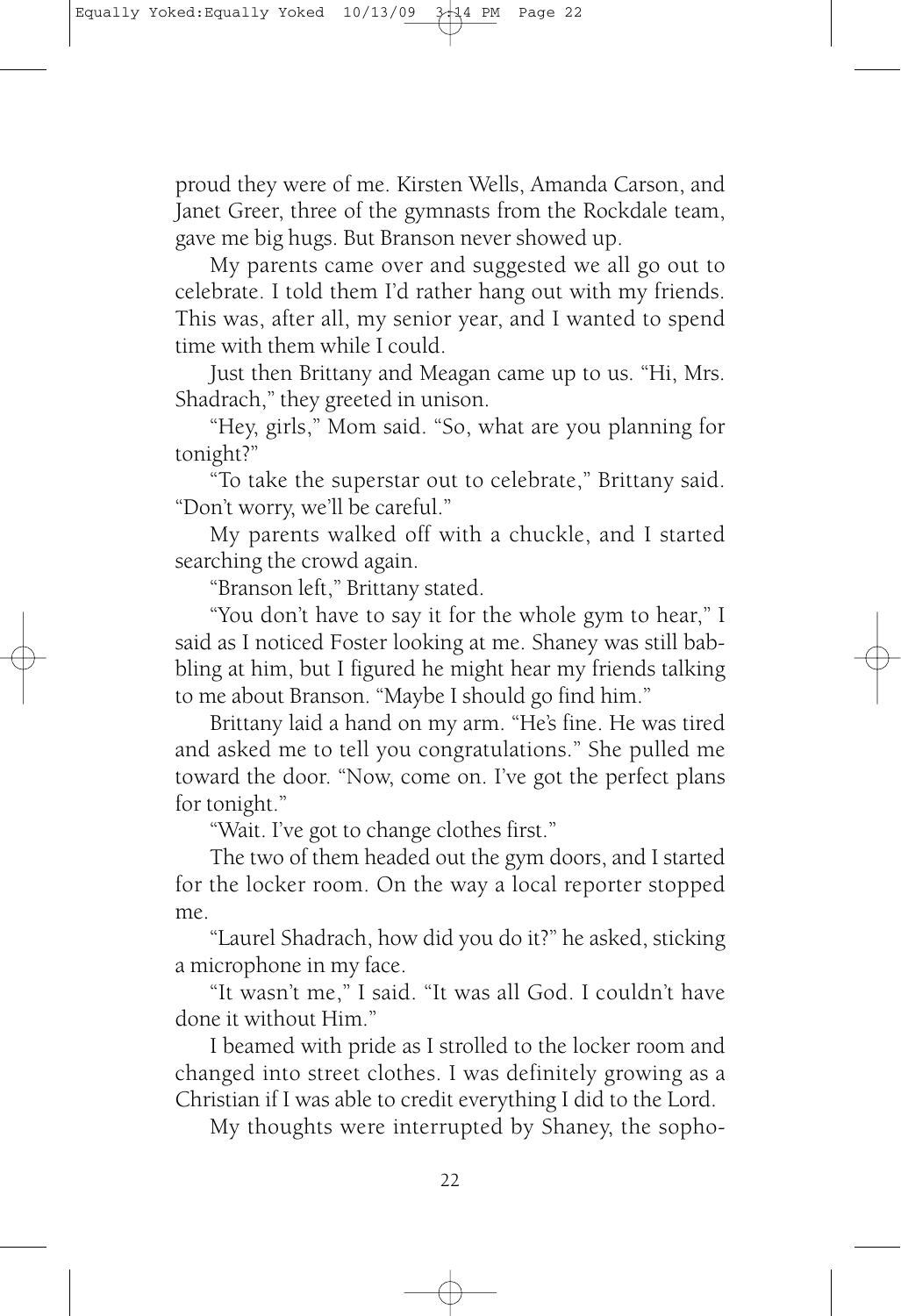proud they were of me. Kirsten Wells, Amanda Carson, and Janet Greer, three of the gymnasts from the Rockdale team, gave me big hugs. But Branson never showed up.

My parents came over and suggested we all go out to celebrate. I told them I'd rather hang out with my friends. This was, after all, my senior year, and I wanted to spend time with them while I could.

Just then Brittany and Meagan came up to us. "Hi, Mrs. Shadrach," they greeted in unison.

"Hey, girls," Mom said. "So, what are you planning for tonight?"

"To take the superstar out to celebrate," Brittany said. "Don't worry, we'll be careful."

My parents walked off with a chuckle, and I started searching the crowd again.

"Branson left," Brittany stated.

"You don't have to say it for the whole gym to hear," I said as I noticed Foster looking at me. Shaney was still babbling at him, but I figured he might hear my friends talking to me about Branson. "Maybe I should go find him."

Brittany laid a hand on my arm. "He's fine. He was tired and asked me to tell you congratulations." She pulled me toward the door. "Now, come on. I've got the perfect plans for tonight."

"Wait. I've got to change clothes first."

The two of them headed out the gym doors, and I started for the locker room. On the way a local reporter stopped me.

"Laurel Shadrach, how did you do it?" he asked, sticking a microphone in my face.

"It wasn't me," I said. "It was all God. I couldn't have done it without Him."

I beamed with pride as I strolled to the locker room and changed into street clothes. I was definitely growing as a Christian if I was able to credit everything I did to the Lord.

My thoughts were interrupted by Shaney, the sopho-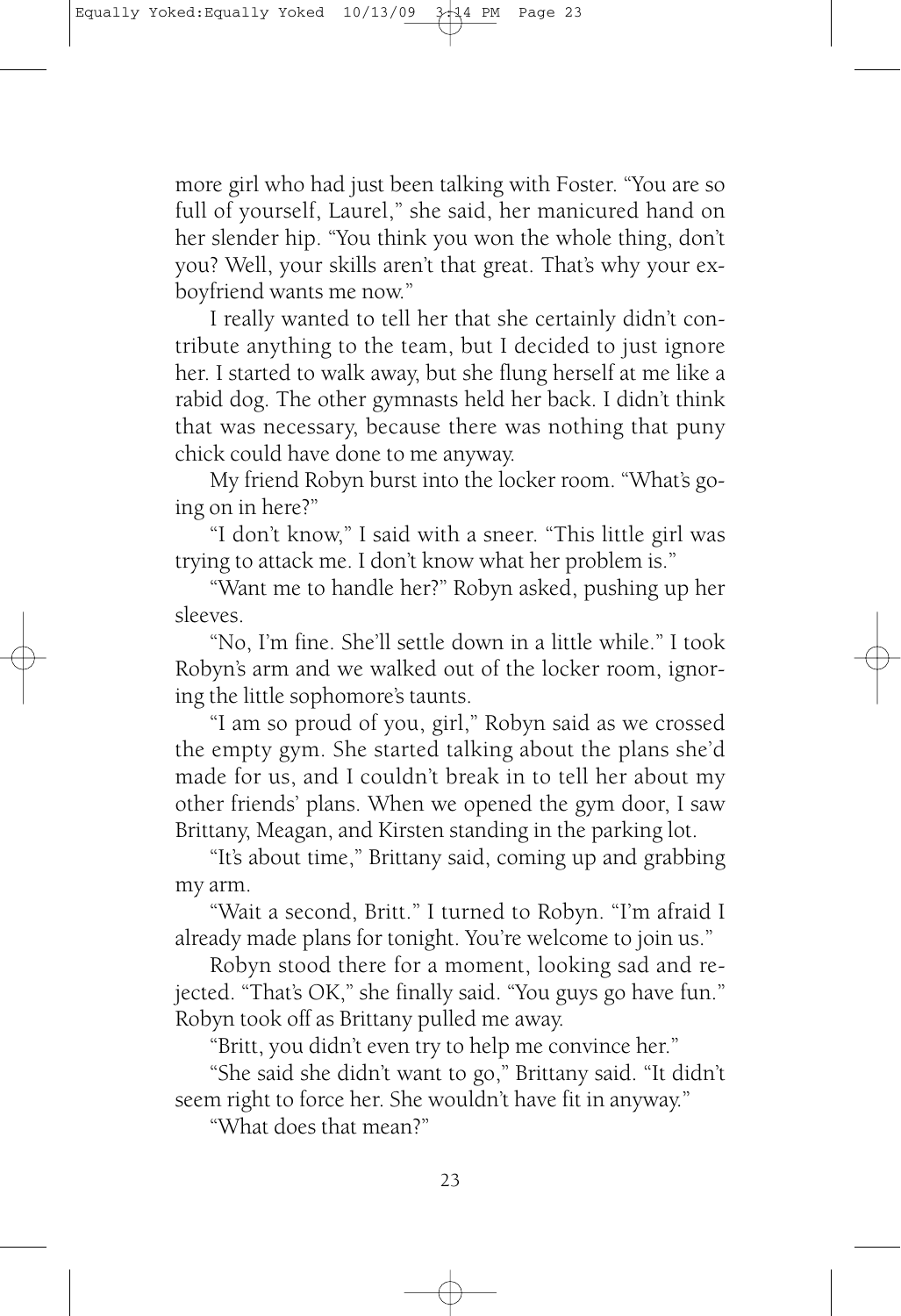more girl who had just been talking with Foster. "You are so full of yourself, Laurel," she said, her manicured hand on her slender hip. "You think you won the whole thing, don't you? Well, your skills aren't that great. That's why your ex-boyfriend wants me now."

I really wanted to tell her that she certainly didn't contribute anything to the team, but I decided to just ignore her. I started to walk away, but she flung herself at me like a rabid dog. The other gymnasts held her back. I didn't think that was necessary, because there was nothing that puny chick could have done to me anyway.

My friend Robyn burst into the locker room. "What's going on in here?"

"I don't know," I said with a sneer. "This little girl was trying to attack me. I don't know what her problem is."

"Want me to handle her?" Robyn asked, pushing up her sleeves.

"No, I'm fine. She'll settle down in a little while." I took Robyn's arm and we walked out of the locker room, ignoring the little sophomore's taunts.

"I am so proud of you, girl," Robyn said as we crossed the empty gym. She started talking about the plans she'd made for us, and I couldn't break in to tell her about my other friends' plans. When we opened the gym door, I saw Brittany, Meagan, and Kirsten standing in the parking lot.

"It's about time," Brittany said, coming up and grabbing my arm.

"Wait a second, Britt." I turned to Robyn. "I'm afraid I already made plans for tonight. You're welcome to join us."

Robyn stood there for a moment, looking sad and rejected. "That's OK," she finally said. "You guys go have fun." Robyn took off as Brittany pulled me away.

"Britt, you didn't even try to help me convince her."

"She said she didn't want to go," Brittany said. "It didn't seem right to force her. She wouldn't have fit in anyway."

"What does that mean?"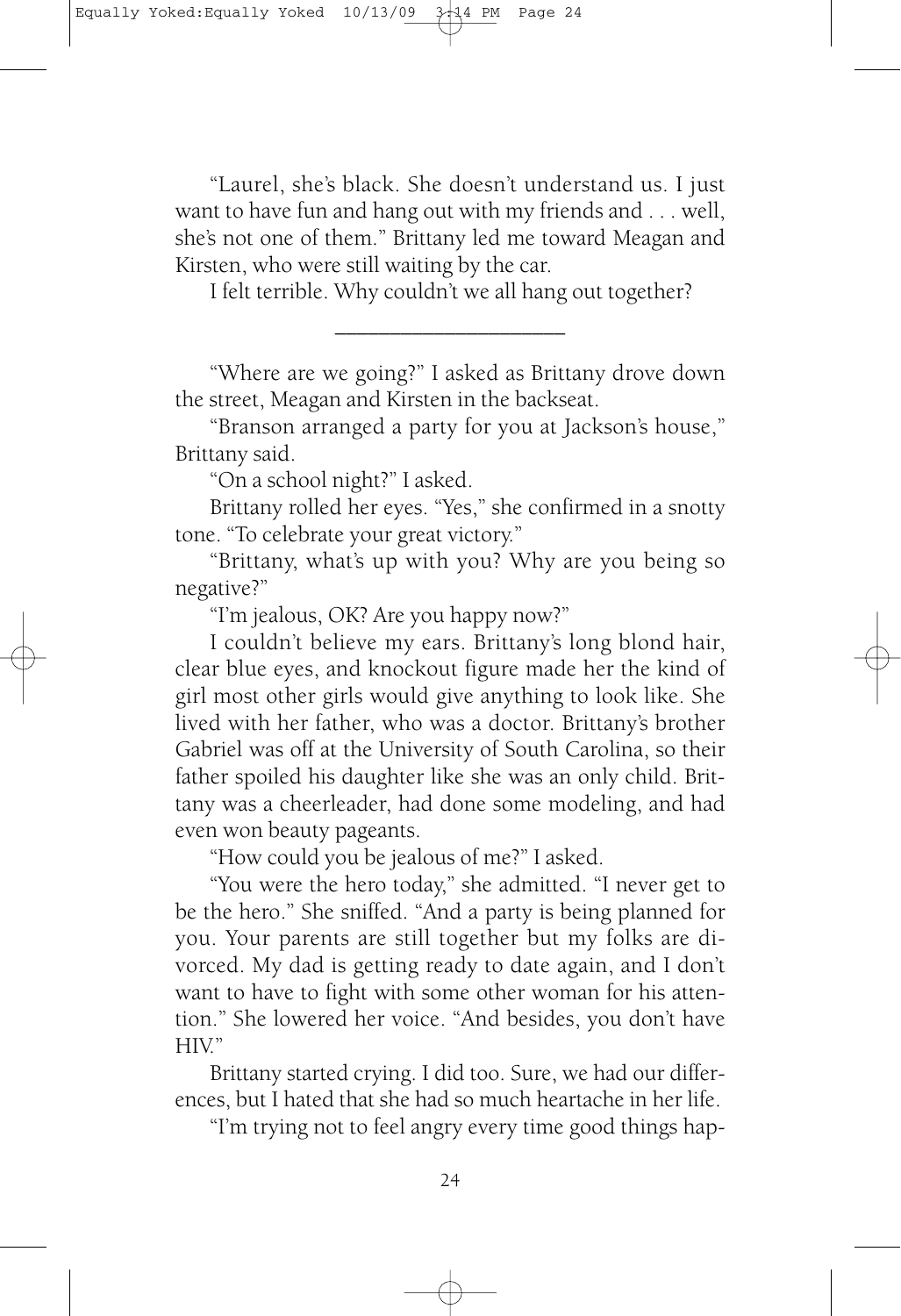"Laurel, she's black. She doesn't understand us. I just want to have fun and hang out with my friends and . . . well, she's not one of them." Brittany led me toward Meagan and Kirsten, who were still waiting by the car.

I felt terrible. Why couldn't we all hang out together?

---

"Where are we going?" I asked as Brittany drove down the street, Meagan and Kirsten in the backseat.

"Branson arranged a party for you at Jackson's house," Brittany said.

"On a school night?" I asked.

Brittany rolled her eyes. "Yes," she confirmed in a snotty tone. "To celebrate your great victory."

"Brittany, what's up with you? Why are you being so negative?"

"I'm jealous, OK? Are you happy now?"

I couldn't believe my ears. Brittany's long blond hair, clear blue eyes, and knockout figure made her the kind of girl most other girls would give anything to look like. She lived with her father, who was a doctor. Brittany's brother Gabriel was off at the University of South Carolina, so their father spoiled his daughter like she was an only child. Brittany was a cheerleader, had done some modeling, and had even won beauty pageants.

"How could you be jealous of me?" I asked.

"You were the hero today," she admitted. "I never get to be the hero." She sniffed. "And a party is being planned for you. Your parents are still together but my folks are divorced. My dad is getting ready to date again, and I don't want to have to fight with some other woman for his attention." She lowered her voice. "And besides, you don't have HIV."

Brittany started crying. I did too. Sure, we had our differences, but I hated that she had so much heartache in her life.

"I'm trying not to feel angry every time good things hap-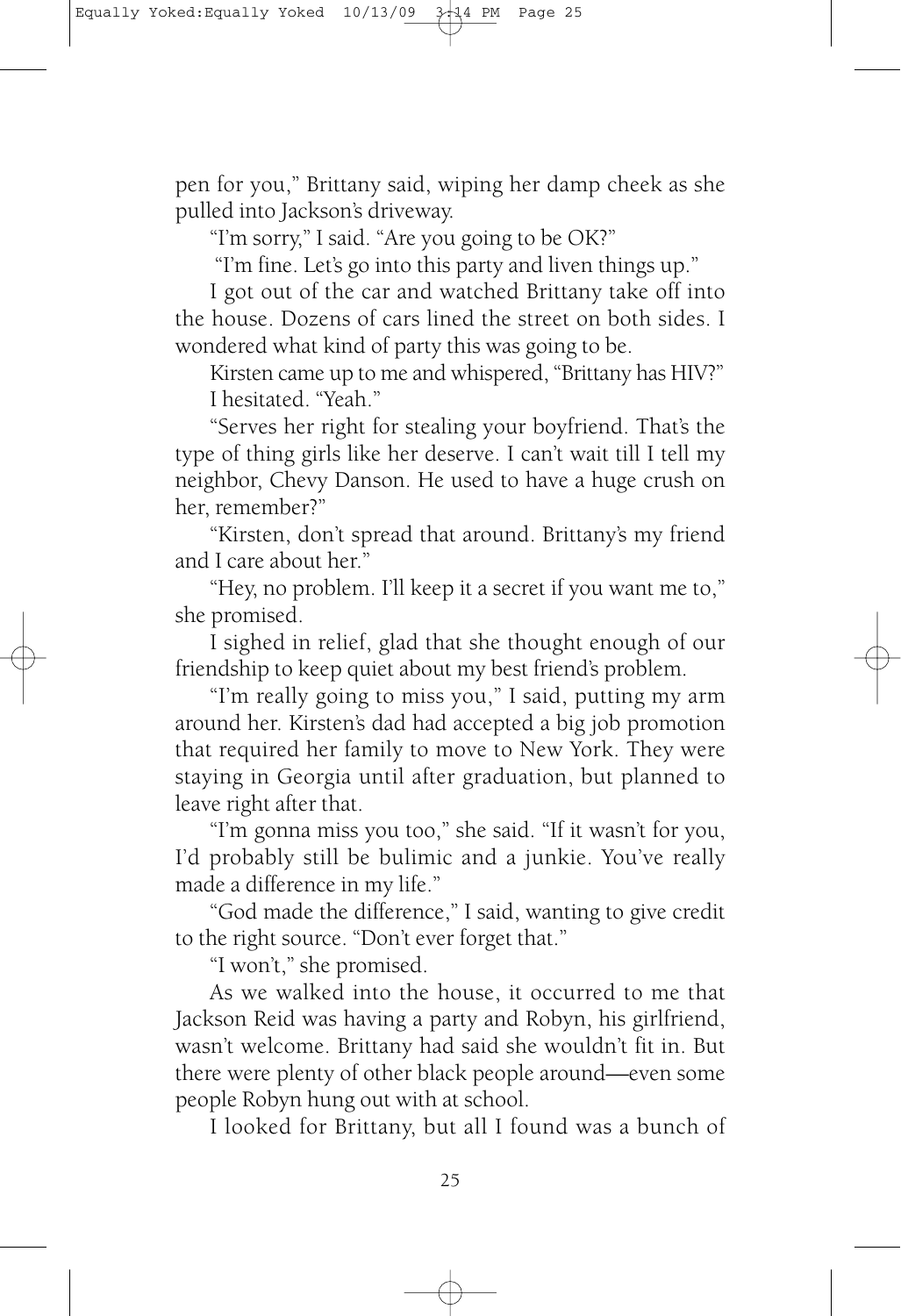pen for you," Brittany said, wiping her damp cheek as she pulled into Jackson's driveway.

"I'm sorry," I said. "Are you going to be OK?"

"I'm fine. Let's go into this party and liven things up."

I got out of the car and watched Brittany take off into the house. Dozens of cars lined the street on both sides. I wondered what kind of party this was going to be.

Kirsten came up to me and whispered, "Brittany has HIV?"

I hesitated. "Yeah."

"Serves her right for stealing your boyfriend. That's the type of thing girls like her deserve. I can't wait till I tell my neighbor, Chevy Danson. He used to have a huge crush on her, remember?"

"Kirsten, don't spread that around. Brittany's my friend and I care about her."

"Hey, no problem. I'll keep it a secret if you want me to," she promised.

I sighed in relief, glad that she thought enough of our friendship to keep quiet about my best friend's problem.

"I'm really going to miss you," I said, putting my arm around her. Kirsten's dad had accepted a big job promotion that required her family to move to New York. They were staying in Georgia until after graduation, but planned to leave right after that.

"I'm gonna miss you too," she said. "If it wasn't for you, I'd probably still be bulimic and a junkie. You've really made a difference in my life."

"God made the difference," I said, wanting to give credit to the right source. "Don't ever forget that."

"I won't," she promised.

As we walked into the house, it occurred to me that Jackson Reid was having a party and Robyn, his girlfriend, wasn't welcome. Brittany had said she wouldn't fit in. But there were plenty of other black people around—even some people Robyn hung out with at school.

I looked for Brittany, but all I found was a bunch of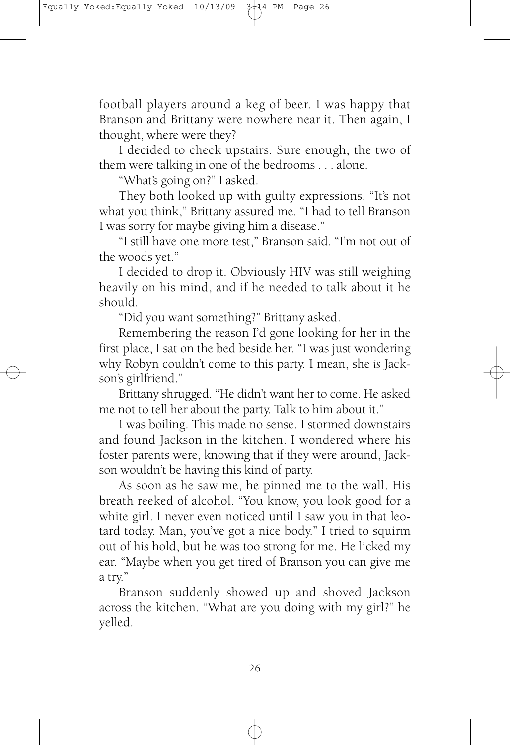football players around a keg of beer. I was happy that Branson and Brittany were nowhere near it. Then again, I thought, where were they?

I decided to check upstairs. Sure enough, the two of them were talking in one of the bedrooms . . . alone.

"What's going on?" I asked.

They both looked up with guilty expressions. "It's not what you think," Brittany assured me. "I had to tell Branson I was sorry for maybe giving him a disease."

"I still have one more test," Branson said. "I'm not out of the woods yet."

I decided to drop it. Obviously HIV was still weighing heavily on his mind, and if he needed to talk about it he should.

"Did you want something?" Brittany asked.

Remembering the reason I'd gone looking for her in the first place, I sat on the bed beside her. "I was just wondering why Robyn couldn't come to this party. I mean, she *is* Jackson's girlfriend."

Brittany shrugged. "He didn't want her to come. He asked me not to tell her about the party. Talk to him about it."

I was boiling. This made no sense. I stormed downstairs and found Jackson in the kitchen. I wondered where his foster parents were, knowing that if they were around, Jackson wouldn't be having this kind of party.

As soon as he saw me, he pinned me to the wall. His breath reeked of alcohol. "You know, you look good for a white girl. I never even noticed until I saw you in that leotard today. Man, you've got a nice body." I tried to squirm out of his hold, but he was too strong for me. He licked my ear. "Maybe when you get tired of Branson you can give me a try."

Branson suddenly showed up and shoved Jackson across the kitchen. "What are you doing with my girl?" he yelled.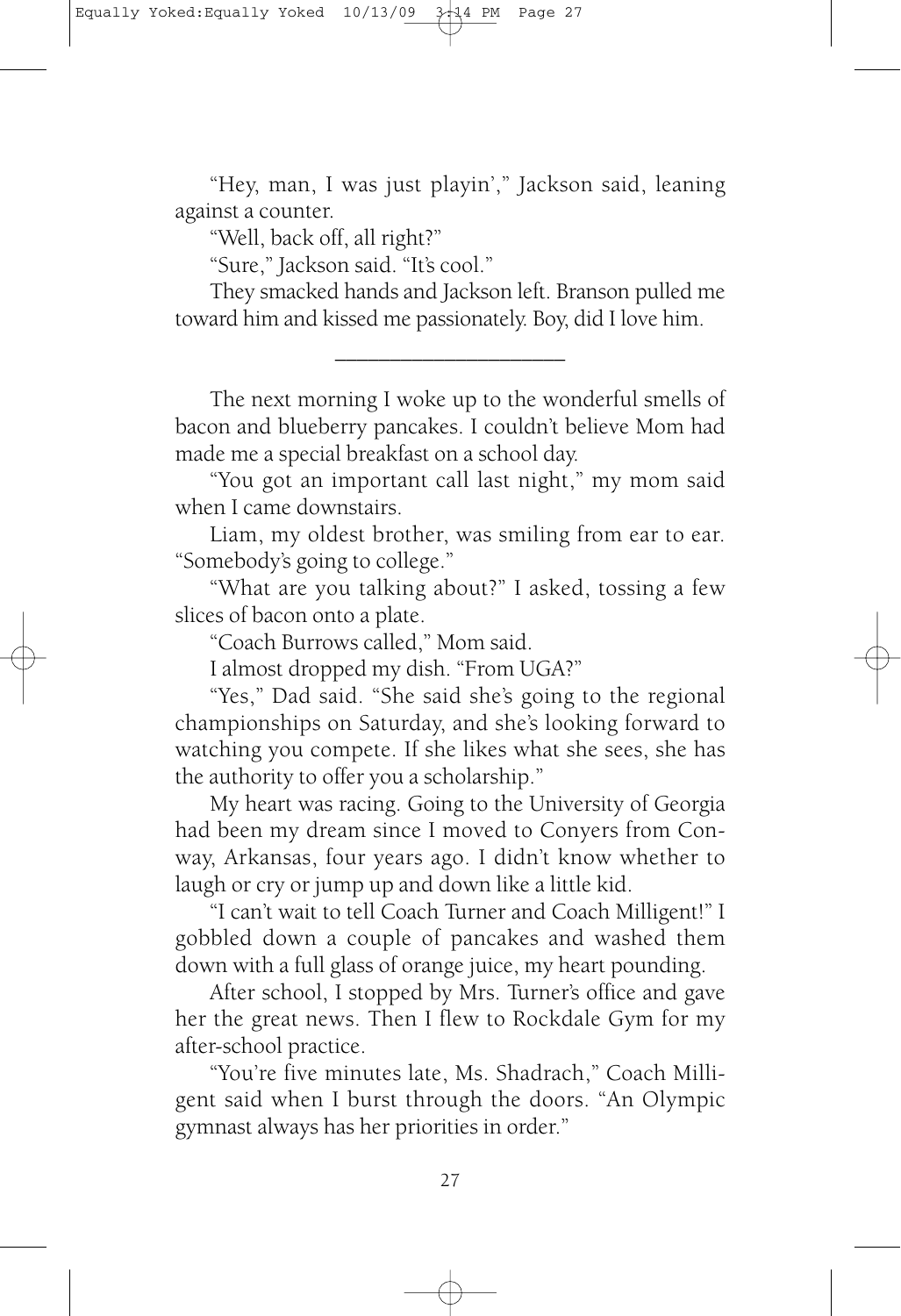"Hey, man, I was just playin'," Jackson said, leaning against a counter.

"Well, back off, all right?"

"Sure," Jackson said. "It's cool."

They smacked hands and Jackson left. Branson pulled me toward him and kissed me passionately. Boy, did I love him.

---

The next morning I woke up to the wonderful smells of bacon and blueberry pancakes. I couldn't believe Mom had made me a special breakfast on a school day.

"You got an important call last night," my mom said when I came downstairs.

Liam, my oldest brother, was smiling from ear to ear. "Somebody's going to college."

"What are you talking about?" I asked, tossing a few slices of bacon onto a plate.

"Coach Burrows called," Mom said.

I almost dropped my dish. "From UGA?"

"Yes," Dad said. "She said she's going to the regional championships on Saturday, and she's looking forward to watching you compete. If she likes what she sees, she has the authority to offer you a scholarship."

My heart was racing. Going to the University of Georgia had been my dream since I moved to Conyers from Conway, Arkansas, four years ago. I didn't know whether to laugh or cry or jump up and down like a little kid.

"I can't wait to tell Coach Turner and Coach Milligent!" I gobbled down a couple of pancakes and washed them down with a full glass of orange juice, my heart pounding.

After school, I stopped by Mrs. Turner's office and gave her the great news. Then I flew to Rockdale Gym for my after-school practice.

"You're five minutes late, Ms. Shadrach," Coach Milligent said when I burst through the doors. "An Olympic gymnast always has her priorities in order."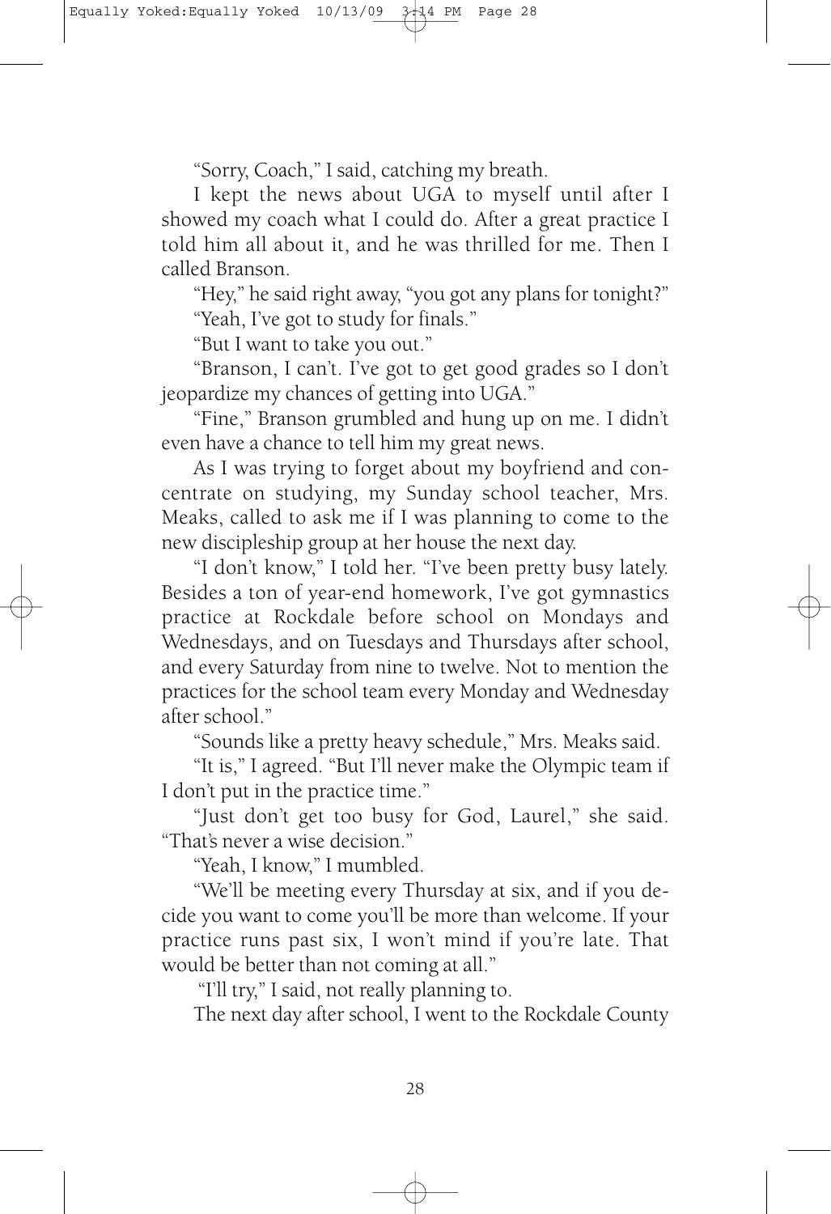"Sorry, Coach," I said, catching my breath.

I kept the news about UGA to myself until after I showed my coach what I could do. After a great practice I told him all about it, and he was thrilled for me. Then I called Branson.

"Hey," he said right away, "you got any plans for tonight?"

"Yeah, I've got to study for finals."

"But I want to take you out."

"Branson, I can't. I've got to get good grades so I don't jeopardize my chances of getting into UGA."

"Fine," Branson grumbled and hung up on me. I didn't even have a chance to tell him my great news.

As I was trying to forget about my boyfriend and concentrate on studying, my Sunday school teacher, Mrs. Meaks, called to ask me if I was planning to come to the new discipleship group at her house the next day.

"I don't know," I told her. "I've been pretty busy lately. Besides a ton of year-end homework, I've got gymnastics practice at Rockdale before school on Mondays and Wednesdays, and on Tuesdays and Thursdays after school, and every Saturday from nine to twelve. Not to mention the practices for the school team every Monday and Wednesday after school."

"Sounds like a pretty heavy schedule," Mrs. Meaks said.

"It is," I agreed. "But I'll never make the Olympic team if I don't put in the practice time."

"Just don't get too busy for God, Laurel," she said. "That's never a wise decision."

"Yeah, I know," I mumbled.

"We'll be meeting every Thursday at six, and if you decide you want to come you'll be more than welcome. If your practice runs past six, I won't mind if you're late. That would be better than not coming at all."

"I'll try," I said, not really planning to.

The next day after school, I went to the Rockdale County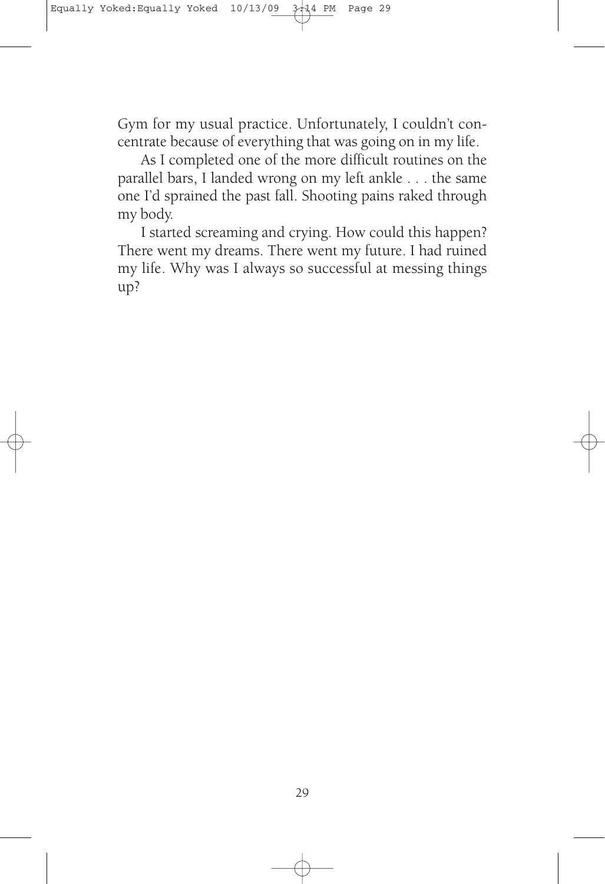Gym for my usual practice. Unfortunately, I couldn't concentrate because of everything that was going on in my life.

As I completed one of the more difficult routines on the parallel bars, I landed wrong on my left ankle . . . the same one I'd sprained the past fall. Shooting pains raked through my body.

I started screaming and crying. How could this happen? There went my dreams. There went my future. I had ruined my life. Why was I always so successful at messing things up?